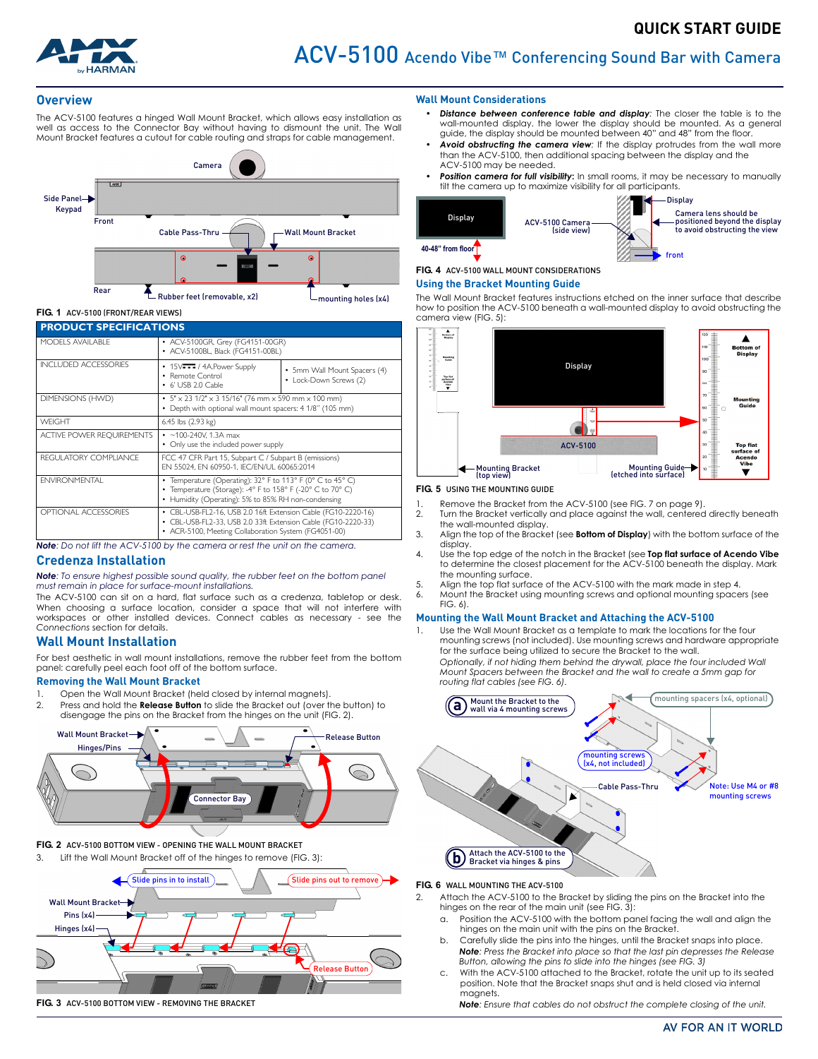# QUICK START GUIDE

# ACV-5100 Acendo Vibe™ Conferencing Sound Bar with Camera

## Overview

The ACV-5100 features a hinged Wall Mount Bracket, which allows easy installation as well as access to the Connector Bay without having to dismount the unit. The Wall Mount Bracket features a cutout for cable routing and straps for cable management.

FIG. 1 ACV-5100 (FRONT/REAR VIEWS)

| PRODUCT SPECIFICATIONS | |
|---|---|
| MODELS AVAILABLE | • ACV-5100GR, Grey (FG4151-00GR)<br>• ACV-5100BL, Black (FG4151-00BL) |
| INCLUDED ACCESSORIES | • 15V / 4A Power Supply<br>• Remote Control<br>• 6' USB 2.0 Cable<br>• 5mm Wall Mount Spacers (4)<br>• Lock-Down Screws (2) |
| DIMENSIONS (HWD) | • 5" x 23 1/2" x 3 15/16" (76 mm x 590 mm x 100 mm)<br>• Depth with optional wall mount spacers: 4 1/8" (105 mm) |
| WEIGHT | 6.45 lbs (2.93 kg) |
| ACTIVE POWER REQUIREMENTS | • ~100-240V, 1.3A max<br>• Only use the included power supply |
| REGULATORY COMPLIANCE | FCC 47 CFR Part 15, Subpart C / Subpart B (emissions)<br>EN 55024, EN 60950-1, IEC/EN/UL 60065:2014 |
| ENVIRONMENTAL | • Temperature (Operating): 32° F to 113° F (0° C to 45° C)<br>• Temperature (Storage): -4° F to 158° F (-20° C to 70° C)<br>• Humidity (Operating): 5% to 85% RH non-condensing |
| OPTIONAL ACCESSORIES | • CBL-USB-FL2-16, USB 2.0 16ft Extension Cable (FG10-2220-16)<br>• CBL-USB-FL2-33, USB 2.0 33ft Extension Cable (FG10-2220-33)<br>• ACR-5100, Meeting Collaboration System (FG4051-00) |

***Note**: Do not lift the ACV-5100 by the camera or rest the unit on the camera.*

## Credenza Installation

***Note**: To ensure highest possible sound quality, the rubber feet on the bottom panel must remain in place for surface-mount installations.*

The ACV-5100 can sit on a hard, flat surface such as a credenza, tabletop or desk. When choosing a surface location, consider a space that will not interfere with workspaces or other installed devices. Connect cables as necessary - see the *Connections* section for details.

## Wall Mount Installation

For best aesthetic in wall mount installations, remove the rubber feet from the bottom panel: carefully peel each foot off of the bottom surface.

### Removing the Wall Mount Bracket

1. Open the Wall Mount Bracket (held closed by internal magnets).
2. Press and hold the **Release Button** to slide the Bracket out (over the button) to disengage the pins on the Bracket from the hinges on the unit (FIG. 2).

FIG. 2 ACV-5100 BOTTOM VIEW - OPENING THE WALL MOUNT BRACKET

3. Lift the Wall Mount Bracket off of the hinges to remove (FIG. 3):

FIG. 3 ACV-5100 BOTTOM VIEW - REMOVING THE BRACKET

### Wall Mount Considerations

- ***Distance between conference table and display***: The closer the table is to the wall-mounted display, the lower the display should be mounted. As a general guide, the display should be mounted between 40" and 48" from the floor.
- ***Avoid obstructing the camera view***: If the display protrudes from the wall more than the ACV-5100, then additional spacing between the display and the ACV-5100 may be needed.
- ***Position camera for full visibility***: In small rooms, it may be necessary to manually tilt the camera up to maximize visibility for all participants.

FIG. 4 ACV-5100 WALL MOUNT CONSIDERATIONS

### Using the Bracket Mounting Guide

The Wall Mount Bracket features instructions etched on the inner surface that describe how to position the ACV-5100 beneath a wall-mounted display to avoid obstructing the camera view (FIG. 5):

FIG. 5 USING THE MOUNTING GUIDE

1. Remove the Bracket from the ACV-5100 (see FIG. 7 on page 9).
2. Turn the Bracket vertically and place against the wall, centered directly beneath the wall-mounted display.
3. Align the top of the Bracket (see **Bottom of Display**) with the bottom surface of the display.
4. Use the top edge of the notch in the Bracket (see **Top flat surface of Acendo Vibe** to determine the closest placement for the ACV-5100 beneath the display. Mark the mounting surface.
5. Align the top flat surface of the ACV-5100 with the mark made in step 4.
6. Mount the Bracket using mounting screws and optional mounting spacers (see FIG. 6).

### Mounting the Wall Mount Bracket and Attaching the ACV-5100

1. Use the Wall Mount Bracket as a template to mark the locations for the four mounting screws (not included). Use mounting screws and hardware appropriate for the surface being utilized to secure the Bracket to the wall.
   *Optionally, if not hiding them behind the drywall, place the four included Wall Mount Spacers between the Bracket and the wall to create a 5mm gap for routing flat cables (see FIG. 6).*

FIG. 6 WALL MOUNTING THE ACV-5100

2. Attach the ACV-5100 to the Bracket by sliding the pins on the Bracket into the hinges on the rear of the main unit (see FIG. 3):
   a. Position the ACV-5100 with the bottom panel facing the wall and align the hinges on the main unit with the pins on the Bracket.
   b. Carefully slide the pins into the hinges, until the Bracket snaps into place.
      ***Note**: Press the Bracket into place so that the last pin depresses the Release Button, allowing the pins to slide into the hinges (see FIG. 3)*
   c. With the ACV-5100 attached to the Bracket, rotate the unit up to its seated position. Note that the Bracket snaps shut and is held closed via internal magnets.
      ***Note**: Ensure that cables do not obstruct the complete closing of the unit.*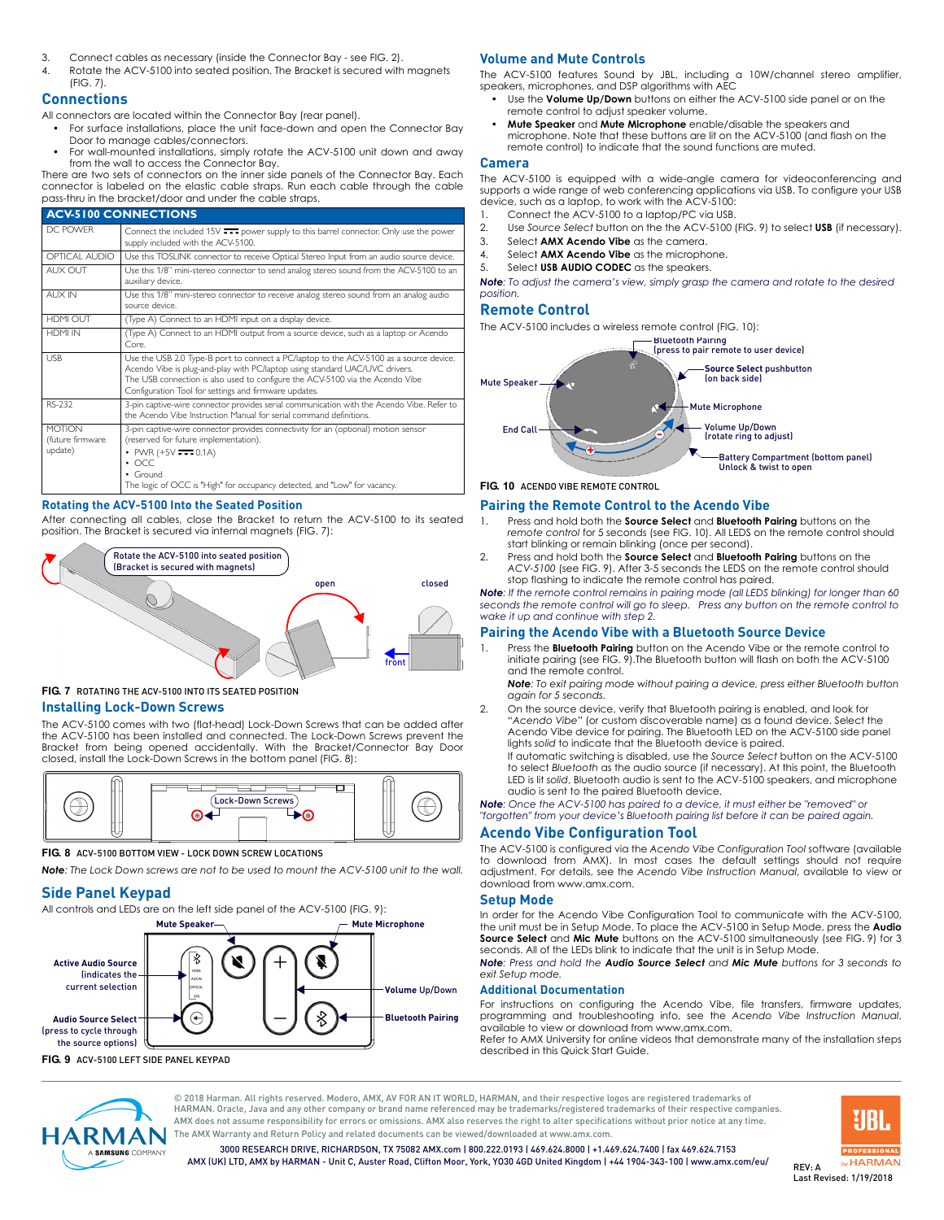3. Connect cables as necessary (inside the Connector Bay - see FIG. 2).
4. Rotate the ACV-5100 into seated position. The Bracket is secured with magnets (FIG. 7).

## Connections

All connectors are located within the Connector Bay (rear panel).

- For surface installations, place the unit face-down and open the Connector Bay Door to manage cables/connectors.
- For wall-mounted installations, simply rotate the ACV-5100 unit down and away from the wall to access the Connector Bay.

There are two sets of connectors on the inner side panels of the Connector Bay. Each connector is labeled on the elastic cable straps. Run each cable through the cable pass-thru in the bracket/door and under the cable straps.

| ACV-5100 CONNECTIONS | |
|---|---|
| DC POWER | Connect the included 15V power supply to this barrel connector. Only use the power supply included with the ACV-5100. |
| OPTICAL AUDIO | Use this TOSLINK connector to receive Optical Stereo Input from an audio source device. |
| AUX OUT | Use this 1/8" mini-stereo connector to send analog stereo sound from the ACV-5100 to an auxiliary device. |
| AUX IN | Use this 1/8" mini-stereo connector to receive analog stereo sound from an analog audio source device. |
| HDMI OUT | (Type A) Connect to an HDMI input on a display device. |
| HDMI IN | (Type A) Connect to an HDMI output from a source device, such as a laptop or Acendo Core. |
| USB | Use the USB 2.0 Type-B port to connect a PC/laptop to the ACV-5100 as a source device. Acendo Vibe is plug-and-play with PC/laptop using standard UAC/UVC drivers. The USB connection is also used to configure the ACV-5100 via the Acendo Vibe Configuration Tool for settings and firmware updates. |
| RS-232 | 3-pin captive-wire connector provides serial communication with the Acendo Vibe. Refer to the Acendo Vibe Instruction Manual for serial command definitions. |
| MOTION (future firmware update) | 3-pin captive-wire connector provides connectivity for an (optional) motion sensor (reserved for future implementation). • PWR (+5V 0.1A) • OCC • Ground The logic of OCC is "High" for occupancy detected, and "Low" for vacancy. |

### Rotating the ACV-5100 to the Seated Position

After connecting all cables, close the Bracket to return the ACV-5100 to its seated position. The Bracket is secured via internal magnets (FIG. 7):

Rotate the ACV-5100 into seated position (Bracket is secured with magnets)

open

closed

front

**FIG. 7** ROTATING THE ACV-5100 INTO ITS SEATED POSITION

### Installing Lock-Down Screws

The ACV-5100 comes with two (flat-head) Lock-Down Screws that can be added after the ACV-5100 has been installed and connected. The Lock-Down Screws prevent the Bracket from being opened accidentally. With the Bracket/Connector Bay Door closed, install the Lock-Down Screws in the bottom panel (FIG. 8):

Lock-Down Screws

**FIG. 8** ACV-5100 BOTTOM VIEW - LOCK DOWN SCREW LOCATIONS

***Note**: The Lock Down screws are not to be used to mount the ACV-5100 unit to the wall.*

## Side Panel Keypad

All controls and LEDs are on the left side panel of the ACV-5100 (FIG. 9):

Mute Speaker

Mute Microphone

Active Audio Source (indicates the current selection

Volume Up/Down

Audio Source Select (press to cycle through the source options)

Bluetooth Pairing

**FIG. 9** ACV-5100 LEFT SIDE PANEL KEYPAD

### Volume and Mute Controls

The ACV-5100 features Sound by JBL, including a 10W/channel stereo amplifier, speakers, microphones, and DSP algorithms with AEC

- Use the **Volume Up/Down** buttons on either the ACV-5100 side panel or on the remote control to adjust speaker volume.
- **Mute Speaker** and **Mute Microphone** enable/disable the speakers and microphone. Note that these buttons are lit on the ACV-5100 (and flash on the remote control) to indicate that the sound functions are muted.

### Camera

The ACV-5100 is equipped with a wide-angle camera for videoconferencing and supports a wide range of web conferencing applications via USB. To configure your USB device, such as a laptop, to work with the ACV-5100:

1. Connect the ACV-5100 to a laptop/PC via USB.
2. Use *Source Select* button on the the ACV-5100 (FIG. 9) to select **USB** (if necessary).
3. Select **AMX Acendo Vibe** as the camera.
4. Select **AMX Acendo Vibe** as the microphone.
5. Select **USB AUDIO CODEC** as the speakers.

***Note**: To adjust the camera's view, simply grasp the camera and rotate to the desired position.*

### Remote Control

The ACV-5100 includes a wireless remote control (FIG. 10):

Bluetooth Pairing (press to pair remote to user device)

Mute Speaker

Source Select pushbutton (on back side)

Mute Microphone

End Call

Volume Up/Down (rotate ring to adjust)

Battery Compartment (bottom panel) Unlock & twist to open

**FIG. 10** ACENDO VIBE REMOTE CONTROL

### Pairing the Remote Control to the Acendo Vibe

1. Press and hold both the **Source Select** and **Bluetooth Pairing** buttons on the *remote control* for 5 seconds (see FIG. 10). All LEDS on the remote control should start blinking or remain blinking (once per second).
2. Press and hold both the **Source Select** and **Bluetooth Pairing** buttons on the *ACV-5100* (see FIG. 9). After 3-5 seconds the LEDS on the remote control should stop flashing to indicate the remote control has paired.

***Note**: If the remote control remains in pairing mode (all LEDS blinking) for longer than 60 seconds the remote control will go to sleep. Press any button on the remote control to wake it up and continue with step 2.*

### Pairing the Acendo Vibe with a Bluetooth Source Device

1. Press the **Bluetooth Pairing** button on the Acendo Vibe or the remote control to initiate pairing (see FIG. 9).The Bluetooth button will flash on both the ACV-5100 and the remote control.

   ***Note**: To exit pairing mode without pairing a device, press either Bluetooth button again for 5 seconds.*

2. On the source device, verify that Bluetooth pairing is enabled, and look for *"Acendo Vibe"* (or custom discoverable name) as a found device. Select the Acendo Vibe device for pairing. The Bluetooth LED on the ACV-5100 side panel lights *solid* to indicate that the Bluetooth device is paired.

   If automatic switching is disabled, use the *Source Select* button on the ACV-5100 to select *Bluetooth* as the audio source (if necessary). At this point, the Bluetooth LED is lit *solid*, Bluetooth audio is sent to the ACV-5100 speakers, and microphone audio is sent to the paired Bluetooth device.

***Note**: Once the ACV-5100 has paired to a device, it must either be "removed" or "forgotten" from your device's Bluetooth pairing list before it can be paired again.*

### Acendo Vibe Configuration Tool

The ACV-5100 is configured via the *Acendo Vibe Configuration Tool* software (available to download from AMX). In most cases the default settings should not require adjustment. For details, see the *Acendo Vibe Instruction Manual*, available to view or download from www.amx.com.

### Setup Mode

In order for the Acendo Vibe Configuration Tool to communicate with the ACV-5100, the unit must be in Setup Mode. To place the ACV-5100 in Setup Mode, press the **Audio Source Select** and **Mic Mute** buttons on the ACV-5100 simultaneously (see FIG. 9) for 3 seconds. All of the LEDs blink to indicate that the unit is in Setup Mode.

***Note**: Press and hold the **Audio Source Select** and **Mic Mute** buttons for 3 seconds to exit Setup mode.*

### Additional Documentation

For instructions on configuring the Acendo Vibe, file transfers, firmware updates, programming and troubleshooting info, see the *Acendo Vibe Instruction Manual*, available to view or download from www.amx.com.

Refer to AMX University for online videos that demonstrate many of the installation steps described in this Quick Start Guide.

© 2018 Harman. All rights reserved. Modero, AMX, AV FOR AN IT WORLD, HARMAN, and their respective logos are registered trademarks of HARMAN. Oracle, Java and any other company or brand name referenced may be trademarks/registered trademarks of their respective companies. AMX does not assume responsibility for errors or omissions. AMX also reserves the right to alter specifications without prior notice at any time. The AMX Warranty and Return Policy and related documents can be viewed/downloaded at www.amx.com.

3000 RESEARCH DRIVE, RICHARDSON, TX 75082 AMX.com | 800.222.0193 | 469.624.8000 | +1.469.624.7400 | fax 469.624.7153
AMX (UK) LTD, AMX by HARMAN - Unit C, Auster Road, Clifton Moor, York, YO30 4GD United Kingdom | +44 1904-343-100 | www.amx.com/eu/

REV: A
Last Revised: 1/19/2018